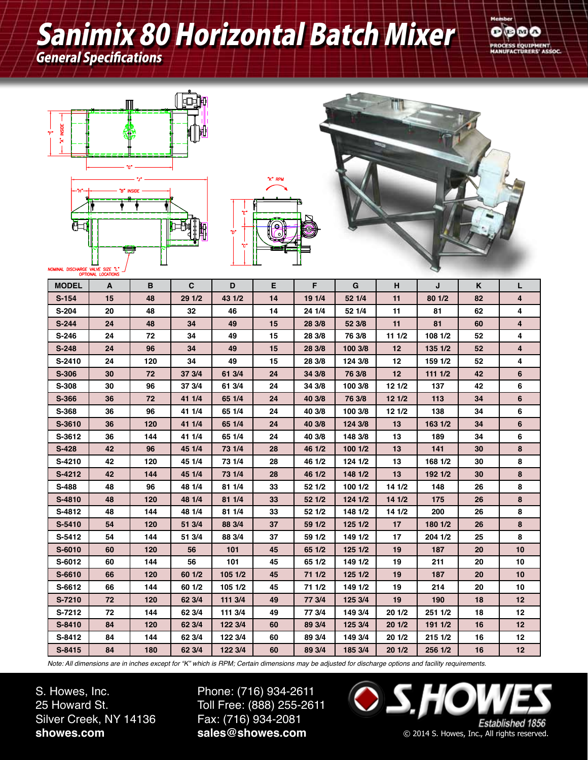# Sanimix 80 Horizontal Batch Mixer

## General Specifications

| MODEL | A | B | C | D | E | F | G | H | J | K | L |
|---|---|---|---|---|---|---|---|---|---|---|---|
| S-154 | 15 | 48 | 29 1/2 | 43 1/2 | 14 | 19 1/4 | 52 1/4 | 11 | 80 1/2 | 82 | 4 |
| S-204 | 20 | 48 | 32 | 46 | 14 | 24 1/4 | 52 1/4 | 11 | 81 | 62 | 4 |
| S-244 | 24 | 48 | 34 | 49 | 15 | 28 3/8 | 52 3/8 | 11 | 81 | 60 | 4 |
| S-246 | 24 | 72 | 34 | 49 | 15 | 28 3/8 | 76 3/8 | 11 1/2 | 108 1/2 | 52 | 4 |
| S-248 | 24 | 96 | 34 | 49 | 15 | 28 3/8 | 100 3/8 | 12 | 135 1/2 | 52 | 4 |
| S-2410 | 24 | 120 | 34 | 49 | 15 | 28 3/8 | 124 3/8 | 12 | 159 1/2 | 52 | 4 |
| S-306 | 30 | 72 | 37 3/4 | 61 3/4 | 24 | 34 3/8 | 76 3/8 | 12 | 111 1/2 | 42 | 6 |
| S-308 | 30 | 96 | 37 3/4 | 61 3/4 | 24 | 34 3/8 | 100 3/8 | 12 1/2 | 137 | 42 | 6 |
| S-366 | 36 | 72 | 41 1/4 | 65 1/4 | 24 | 40 3/8 | 76 3/8 | 12 1/2 | 113 | 34 | 6 |
| S-368 | 36 | 96 | 41 1/4 | 65 1/4 | 24 | 40 3/8 | 100 3/8 | 12 1/2 | 138 | 34 | 6 |
| S-3610 | 36 | 120 | 41 1/4 | 65 1/4 | 24 | 40 3/8 | 124 3/8 | 13 | 163 1/2 | 34 | 6 |
| S-3612 | 36 | 144 | 41 1/4 | 65 1/4 | 24 | 40 3/8 | 148 3/8 | 13 | 189 | 34 | 6 |
| S-428 | 42 | 96 | 45 1/4 | 73 1/4 | 28 | 46 1/2 | 100 1/2 | 13 | 141 | 30 | 8 |
| S-4210 | 42 | 120 | 45 1/4 | 73 1/4 | 28 | 46 1/2 | 124 1/2 | 13 | 168 1/2 | 30 | 8 |
| S-4212 | 42 | 144 | 45 1/4 | 73 1/4 | 28 | 46 1/2 | 148 1/2 | 13 | 192 1/2 | 30 | 8 |
| S-488 | 48 | 96 | 48 1/4 | 81 1/4 | 33 | 52 1/2 | 100 1/2 | 14 1/2 | 148 | 26 | 8 |
| S-4810 | 48 | 120 | 48 1/4 | 81 1/4 | 33 | 52 1/2 | 124 1/2 | 14 1/2 | 175 | 26 | 8 |
| S-4812 | 48 | 144 | 48 1/4 | 81 1/4 | 33 | 52 1/2 | 148 1/2 | 14 1/2 | 200 | 26 | 8 |
| S-5410 | 54 | 120 | 51 3/4 | 88 3/4 | 37 | 59 1/2 | 125 1/2 | 17 | 180 1/2 | 26 | 8 |
| S-5412 | 54 | 144 | 51 3/4 | 88 3/4 | 37 | 59 1/2 | 149 1/2 | 17 | 204 1/2 | 25 | 8 |
| S-6010 | 60 | 120 | 56 | 101 | 45 | 65 1/2 | 125 1/2 | 19 | 187 | 20 | 10 |
| S-6012 | 60 | 144 | 56 | 101 | 45 | 65 1/2 | 149 1/2 | 19 | 211 | 20 | 10 |
| S-6610 | 66 | 120 | 60 1/2 | 105 1/2 | 45 | 71 1/2 | 125 1/2 | 19 | 187 | 20 | 10 |
| S-6612 | 66 | 144 | 60 1/2 | 105 1/2 | 45 | 71 1/2 | 149 1/2 | 19 | 214 | 20 | 10 |
| S-7210 | 72 | 120 | 62 3/4 | 111 3/4 | 49 | 77 3/4 | 125 3/4 | 19 | 190 | 18 | 12 |
| S-7212 | 72 | 144 | 62 3/4 | 111 3/4 | 49 | 77 3/4 | 149 3/4 | 20 1/2 | 251 1/2 | 18 | 12 |
| S-8410 | 84 | 120 | 62 3/4 | 122 3/4 | 60 | 89 3/4 | 125 3/4 | 20 1/2 | 191 1/2 | 16 | 12 |
| S-8412 | 84 | 144 | 62 3/4 | 122 3/4 | 60 | 89 3/4 | 149 3/4 | 20 1/2 | 215 1/2 | 16 | 12 |
| S-8415 | 84 | 180 | 62 3/4 | 122 3/4 | 60 | 89 3/4 | 185 3/4 | 20 1/2 | 256 1/2 | 16 | 12 |

*Note: All dimensions are in inches except for "K" which is RPM; Certain dimensions may be adjusted for discharge options and facility requirements.*

S. Howes, Inc.
25 Howard St.
Silver Creek, NY 14136
**showes.com**

Phone: (716) 934-2611
Toll Free: (888) 255-2611
Fax: (716) 934-2081
**sales@showes.com**

S. HOWES Established 1856

© 2014 S. Howes, Inc., All rights reserved.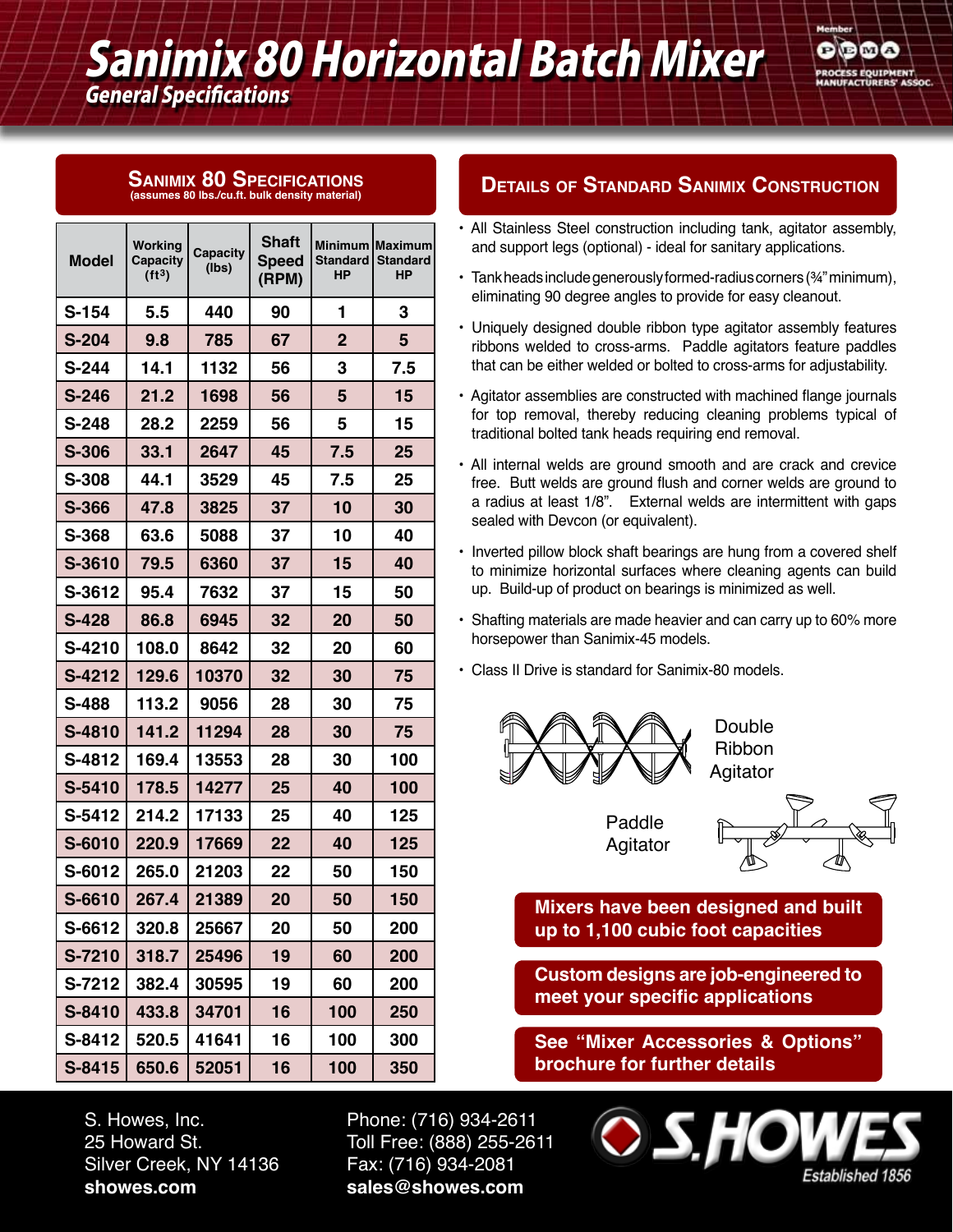# Sanimix 80 Horizontal Batch Mixer

## General Specifications

Member PEMA PROCESS EQUIPMENT MANUFACTURERS' ASSOC.

### Sanimix 80 Specifications

(assumes 80 lbs./cu.ft. bulk density material)

| Model | Working Capacity ($ft^3$) | Capacity (lbs) | Shaft Speed (RPM) | Minimum Standard HP | Maximum Standard HP |
|---|---|---|---|---|---|
| S-154 | 5.5 | 440 | 90 | 1 | 3 |
| S-204 | 9.8 | 785 | 67 | 2 | 5 |
| S-244 | 14.1 | 1132 | 56 | 3 | 7.5 |
| S-246 | 21.2 | 1698 | 56 | 5 | 15 |
| S-248 | 28.2 | 2259 | 56 | 5 | 15 |
| S-306 | 33.1 | 2647 | 45 | 7.5 | 25 |
| S-308 | 44.1 | 3529 | 45 | 7.5 | 25 |
| S-366 | 47.8 | 3825 | 37 | 10 | 30 |
| S-368 | 63.6 | 5088 | 37 | 10 | 40 |
| S-3610 | 79.5 | 6360 | 37 | 15 | 40 |
| S-3612 | 95.4 | 7632 | 37 | 15 | 50 |
| S-428 | 86.8 | 6945 | 32 | 20 | 50 |
| S-4210 | 108.0 | 8642 | 32 | 20 | 60 |
| S-4212 | 129.6 | 10370 | 32 | 30 | 75 |
| S-488 | 113.2 | 9056 | 28 | 30 | 75 |
| S-4810 | 141.2 | 11294 | 28 | 30 | 75 |
| S-4812 | 169.4 | 13553 | 28 | 30 | 100 |
| S-5410 | 178.5 | 14277 | 25 | 40 | 100 |
| S-5412 | 214.2 | 17133 | 25 | 40 | 125 |
| S-6010 | 220.9 | 17669 | 22 | 40 | 125 |
| S-6012 | 265.0 | 21203 | 22 | 50 | 150 |
| S-6610 | 267.4 | 21389 | 20 | 50 | 150 |
| S-6612 | 320.8 | 25667 | 20 | 50 | 200 |
| S-7210 | 318.7 | 25496 | 19 | 60 | 200 |
| S-7212 | 382.4 | 30595 | 19 | 60 | 200 |
| S-8410 | 433.8 | 34701 | 16 | 100 | 250 |
| S-8412 | 520.5 | 41641 | 16 | 100 | 300 |
| S-8415 | 650.6 | 52051 | 16 | 100 | 350 |

### Details of Standard Sanimix Construction

- All Stainless Steel construction including tank, agitator assembly, and support legs (optional) - ideal for sanitary applications.
- Tank heads include generously formed-radius corners (¾" minimum), eliminating 90 degree angles to provide for easy cleanout.
- Uniquely designed double ribbon type agitator assembly features ribbons welded to cross-arms. Paddle agitators feature paddles that can be either welded or bolted to cross-arms for adjustability.
- Agitator assemblies are constructed with machined flange journals for top removal, thereby reducing cleaning problems typical of traditional bolted tank heads requiring end removal.
- All internal welds are ground smooth and are crack and crevice free. Butt welds are ground flush and corner welds are ground to a radius at least 1/8". External welds are intermittent with gaps sealed with Devcon (or equivalent).
- Inverted pillow block shaft bearings are hung from a covered shelf to minimize horizontal surfaces where cleaning agents can build up. Build-up of product on bearings is minimized as well.
- Shafting materials are made heavier and can carry up to 60% more horsepower than Sanimix-45 models.
- Class II Drive is standard for Sanimix-80 models.

Double Ribbon Agitator

Paddle Agitator

**Mixers have been designed and built up to 1,100 cubic foot capacities**

**Custom designs are job-engineered to meet your specific applications**

**See "Mixer Accessories & Options" brochure for further details**

S. Howes, Inc.
25 Howard St.
Silver Creek, NY 14136
**showes.com**

Phone: (716) 934-2611
Toll Free: (888) 255-2611
Fax: (716) 934-2081
**sales@showes.com**

S. HOWES Established 1856